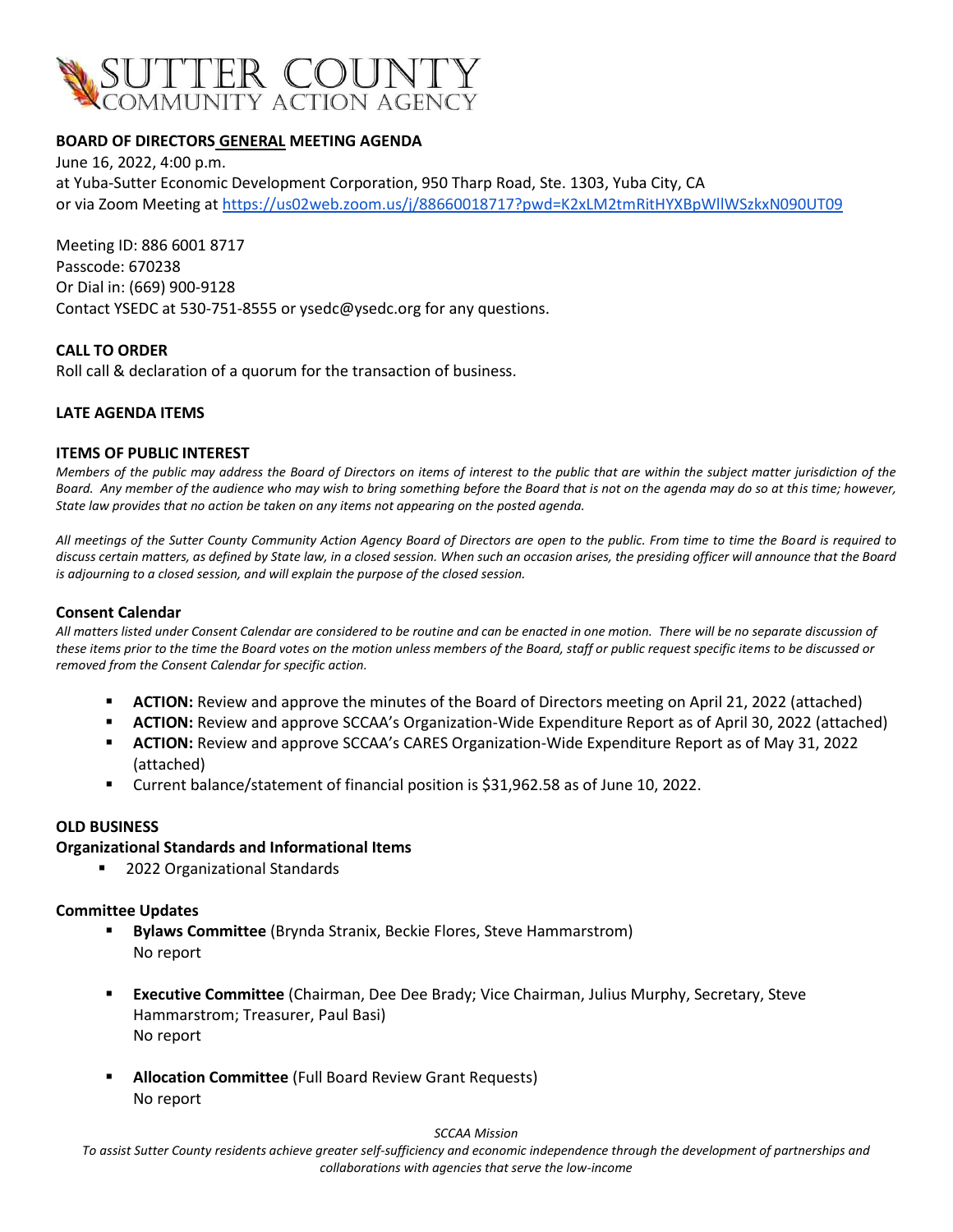# SUTTER COUNTY COMMUNITY ACTION AGENCY

**BOARD OF DIRECTORS GENERAL MEETING AGENDA**

June 16, 2022, 4:00 p.m.
at Yuba-Sutter Economic Development Corporation, 950 Tharp Road, Ste. 1303, Yuba City, CA
or via Zoom Meeting at https://us02web.zoom.us/j/88660018717?pwd=K2xLM2tmRitHYXBpWllWSzkxN090UT09

Meeting ID: 886 6001 8717
Passcode: 670238
Or Dial in: (669) 900-9128
Contact YSEDC at 530-751-8555 or ysedc@ysedc.org for any questions.

**CALL TO ORDER**

Roll call & declaration of a quorum for the transaction of business.

**LATE AGENDA ITEMS**

**ITEMS OF PUBLIC INTEREST**

*Members of the public may address the Board of Directors on items of interest to the public that are within the subject matter jurisdiction of the Board. Any member of the audience who may wish to bring something before the Board that is not on the agenda may do so at this time; however, State law provides that no action be taken on any items not appearing on the posted agenda.*

*All meetings of the Sutter County Community Action Agency Board of Directors are open to the public. From time to time the Board is required to discuss certain matters, as defined by State law, in a closed session. When such an occasion arises, the presiding officer will announce that the Board is adjourning to a closed session, and will explain the purpose of the closed session.*

**Consent Calendar**

*All matters listed under Consent Calendar are considered to be routine and can be enacted in one motion. There will be no separate discussion of these items prior to the time the Board votes on the motion unless members of the Board, staff or public request specific items to be discussed or removed from the Consent Calendar for specific action.*

- **ACTION:** Review and approve the minutes of the Board of Directors meeting on April 21, 2022 (attached)
- **ACTION:** Review and approve SCCAA's Organization-Wide Expenditure Report as of April 30, 2022 (attached)
- **ACTION:** Review and approve SCCAA's CARES Organization-Wide Expenditure Report as of May 31, 2022 (attached)
- Current balance/statement of financial position is $31,962.58 as of June 10, 2022.

**OLD BUSINESS**

**Organizational Standards and Informational Items**

- 2022 Organizational Standards

**Committee Updates**

- **Bylaws Committee** (Brynda Stranix, Beckie Flores, Steve Hammarstrom)
  No report

- **Executive Committee** (Chairman, Dee Dee Brady; Vice Chairman, Julius Murphy, Secretary, Steve Hammarstrom; Treasurer, Paul Basi)
  No report

- **Allocation Committee** (Full Board Review Grant Requests)
  No report

*SCCAA Mission*

*To assist Sutter County residents achieve greater self-sufficiency and economic independence through the development of partnerships and collaborations with agencies that serve the low-income*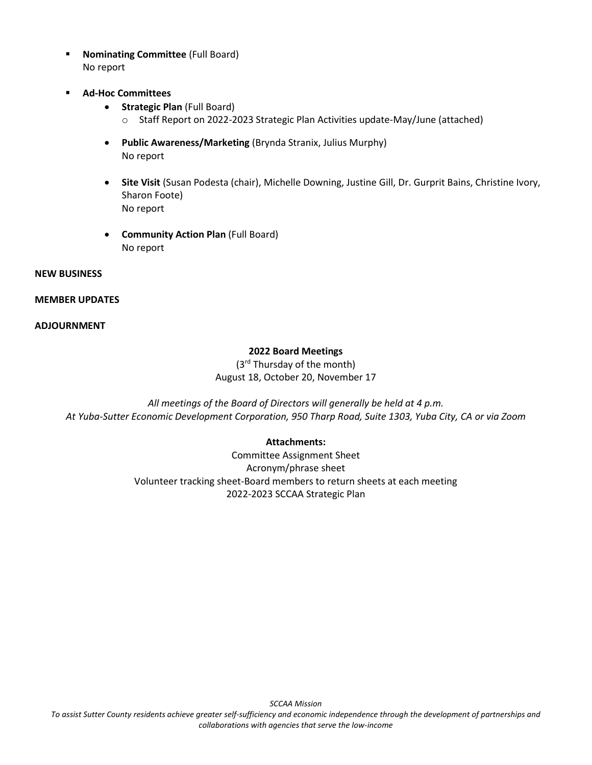- **Nominating Committee** (Full Board)
  No report

- **Ad-Hoc Committees**
  - **Strategic Plan** (Full Board)
    - Staff Report on 2022-2023 Strategic Plan Activities update-May/June (attached)
  - **Public Awareness/Marketing** (Brynda Stranix, Julius Murphy)
    No report
  - **Site Visit** (Susan Podesta (chair), Michelle Downing, Justine Gill, Dr. Gurprit Bains, Christine Ivory, Sharon Foote)
    No report
  - **Community Action Plan** (Full Board)
    No report

**NEW BUSINESS**

**MEMBER UPDATES**

**ADJOURNMENT**

**2022 Board Meetings**

(3rd Thursday of the month)
August 18, October 20, November 17

*All meetings of the Board of Directors will generally be held at 4 p.m.*
*At Yuba-Sutter Economic Development Corporation, 950 Tharp Road, Suite 1303, Yuba City, CA or via Zoom*

**Attachments:**

Committee Assignment Sheet
Acronym/phrase sheet
Volunteer tracking sheet-Board members to return sheets at each meeting
2022-2023 SCCAA Strategic Plan

*SCCAA Mission*
*To assist Sutter County residents achieve greater self-sufficiency and economic independence through the development of partnerships and collaborations with agencies that serve the low-income*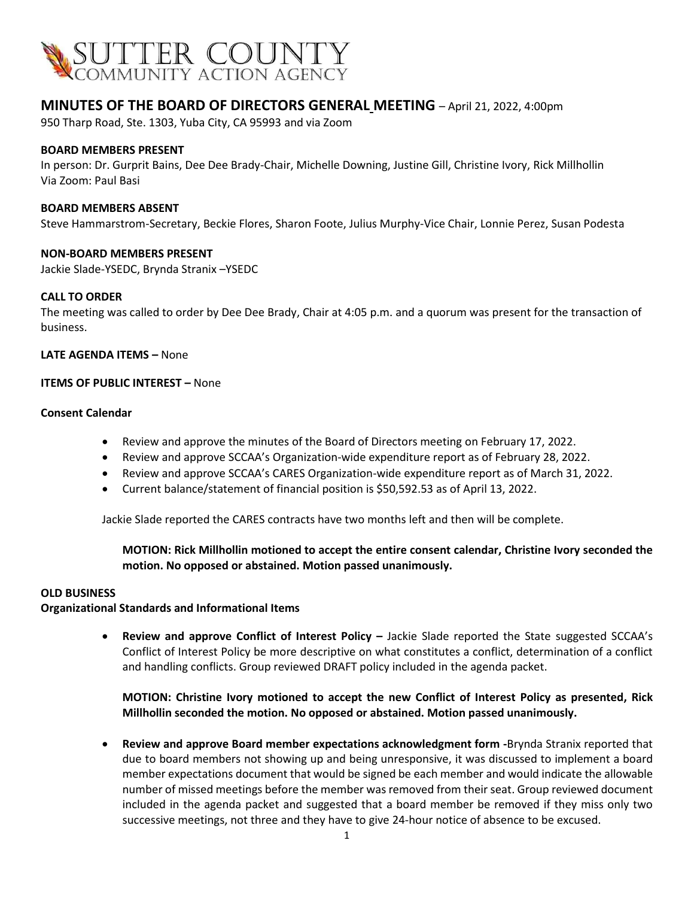SUTTER COUNTY
COMMUNITY ACTION AGENCY

## MINUTES OF THE BOARD OF DIRECTORS GENERAL MEETING – April 21, 2022, 4:00pm

950 Tharp Road, Ste. 1303, Yuba City, CA 95993 and via Zoom

**BOARD MEMBERS PRESENT**

In person: Dr. Gurprit Bains, Dee Dee Brady-Chair, Michelle Downing, Justine Gill, Christine Ivory, Rick Millhollin
Via Zoom: Paul Basi

**BOARD MEMBERS ABSENT**

Steve Hammarstrom-Secretary, Beckie Flores, Sharon Foote, Julius Murphy-Vice Chair, Lonnie Perez, Susan Podesta

**NON-BOARD MEMBERS PRESENT**

Jackie Slade-YSEDC, Brynda Stranix –YSEDC

**CALL TO ORDER**

The meeting was called to order by Dee Dee Brady, Chair at 4:05 p.m. and a quorum was present for the transaction of business.

**LATE AGENDA ITEMS –** None

**ITEMS OF PUBLIC INTEREST –** None

**Consent Calendar**

- Review and approve the minutes of the Board of Directors meeting on February 17, 2022.
- Review and approve SCCAA's Organization-wide expenditure report as of February 28, 2022.
- Review and approve SCCAA's CARES Organization-wide expenditure report as of March 31, 2022.
- Current balance/statement of financial position is $50,592.53 as of April 13, 2022.

Jackie Slade reported the CARES contracts have two months left and then will be complete.

**MOTION: Rick Millhollin motioned to accept the entire consent calendar, Christine Ivory seconded the motion. No opposed or abstained. Motion passed unanimously.**

**OLD BUSINESS**

**Organizational Standards and Informational Items**

- **Review and approve Conflict of Interest Policy –** Jackie Slade reported the State suggested SCCAA's Conflict of Interest Policy be more descriptive on what constitutes a conflict, determination of a conflict and handling conflicts. Group reviewed DRAFT policy included in the agenda packet.

  **MOTION: Christine Ivory motioned to accept the new Conflict of Interest Policy as presented, Rick Millhollin seconded the motion. No opposed or abstained. Motion passed unanimously.**

- **Review and approve Board member expectations acknowledgment form -**Brynda Stranix reported that due to board members not showing up and being unresponsive, it was discussed to implement a board member expectations document that would be signed be each member and would indicate the allowable number of missed meetings before the member was removed from their seat. Group reviewed document included in the agenda packet and suggested that a board member be removed if they miss only two successive meetings, not three and they have to give 24-hour notice of absence to be excused.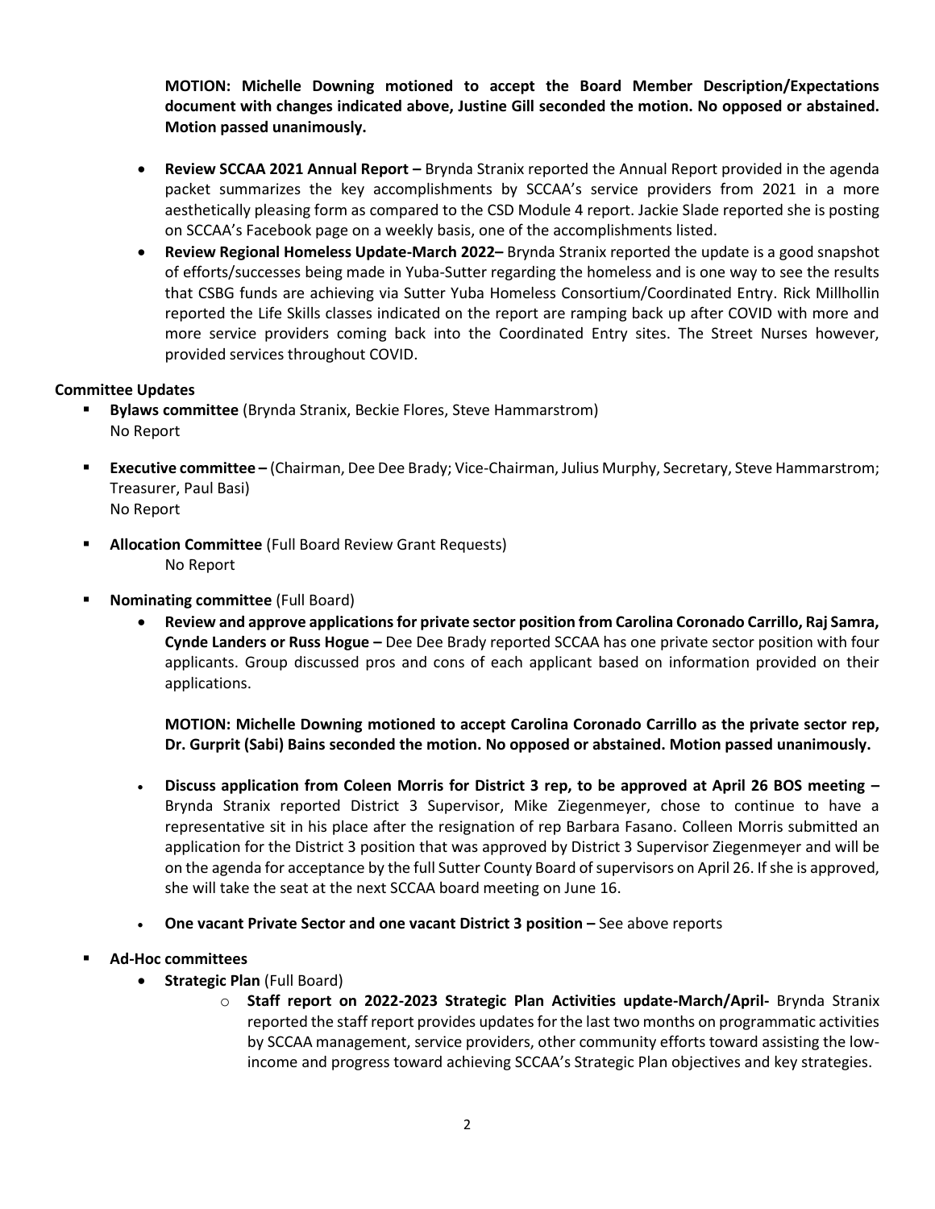**MOTION: Michelle Downing motioned to accept the Board Member Description/Expectations document with changes indicated above, Justine Gill seconded the motion. No opposed or abstained. Motion passed unanimously.**

- **Review SCCAA 2021 Annual Report –** Brynda Stranix reported the Annual Report provided in the agenda packet summarizes the key accomplishments by SCCAA's service providers from 2021 in a more aesthetically pleasing form as compared to the CSD Module 4 report. Jackie Slade reported she is posting on SCCAA's Facebook page on a weekly basis, one of the accomplishments listed.
- **Review Regional Homeless Update-March 2022–** Brynda Stranix reported the update is a good snapshot of efforts/successes being made in Yuba-Sutter regarding the homeless and is one way to see the results that CSBG funds are achieving via Sutter Yuba Homeless Consortium/Coordinated Entry. Rick Millhollin reported the Life Skills classes indicated on the report are ramping back up after COVID with more and more service providers coming back into the Coordinated Entry sites. The Street Nurses however, provided services throughout COVID.

**Committee Updates**

- **Bylaws committee** (Brynda Stranix, Beckie Flores, Steve Hammarstrom)
  No Report
- **Executive committee –** (Chairman, Dee Dee Brady; Vice-Chairman, Julius Murphy, Secretary, Steve Hammarstrom; Treasurer, Paul Basi)
  No Report
- **Allocation Committee** (Full Board Review Grant Requests)
  No Report
- **Nominating committee** (Full Board)
  - **Review and approve applications for private sector position from Carolina Coronado Carrillo, Raj Samra, Cynde Landers or Russ Hogue –** Dee Dee Brady reported SCCAA has one private sector position with four applicants. Group discussed pros and cons of each applicant based on information provided on their applications.

    **MOTION: Michelle Downing motioned to accept Carolina Coronado Carrillo as the private sector rep, Dr. Gurprit (Sabi) Bains seconded the motion. No opposed or abstained. Motion passed unanimously.**

  - **Discuss application from Coleen Morris for District 3 rep, to be approved at April 26 BOS meeting –** Brynda Stranix reported District 3 Supervisor, Mike Ziegenmeyer, chose to continue to have a representative sit in his place after the resignation of rep Barbara Fasano. Colleen Morris submitted an application for the District 3 position that was approved by District 3 Supervisor Ziegenmeyer and will be on the agenda for acceptance by the full Sutter County Board of supervisors on April 26. If she is approved, she will take the seat at the next SCCAA board meeting on June 16.
  - **One vacant Private Sector and one vacant District 3 position –** See above reports
- **Ad-Hoc committees**
  - **Strategic Plan** (Full Board)
    - **Staff report on 2022-2023 Strategic Plan Activities update-March/April-** Brynda Stranix reported the staff report provides updates for the last two months on programmatic activities by SCCAA management, service providers, other community efforts toward assisting the low-income and progress toward achieving SCCAA's Strategic Plan objectives and key strategies.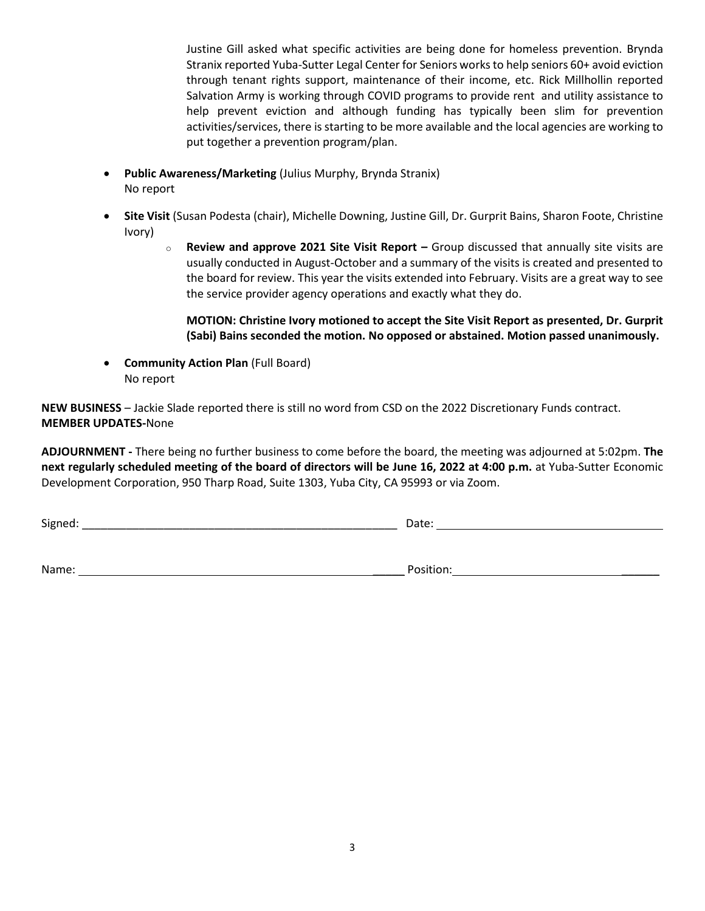Justine Gill asked what specific activities are being done for homeless prevention. Brynda Stranix reported Yuba-Sutter Legal Center for Seniors works to help seniors 60+ avoid eviction through tenant rights support, maintenance of their income, etc. Rick Millhollin reported Salvation Army is working through COVID programs to provide rent and utility assistance to help prevent eviction and although funding has typically been slim for prevention activities/services, there is starting to be more available and the local agencies are working to put together a prevention program/plan.

- **Public Awareness/Marketing** (Julius Murphy, Brynda Stranix)
  No report

- **Site Visit** (Susan Podesta (chair), Michelle Downing, Justine Gill, Dr. Gurprit Bains, Sharon Foote, Christine Ivory)
  - **Review and approve 2021 Site Visit Report –** Group discussed that annually site visits are usually conducted in August-October and a summary of the visits is created and presented to the board for review. This year the visits extended into February. Visits are a great way to see the service provider agency operations and exactly what they do.

    **MOTION: Christine Ivory motioned to accept the Site Visit Report as presented, Dr. Gurprit (Sabi) Bains seconded the motion. No opposed or abstained. Motion passed unanimously.**

- **Community Action Plan** (Full Board)
  No report

**NEW BUSINESS** – Jackie Slade reported there is still no word from CSD on the 2022 Discretionary Funds contract.
**MEMBER UPDATES-**None

**ADJOURNMENT -** There being no further business to come before the board, the meeting was adjourned at 5:02pm. **The next regularly scheduled meeting of the board of directors will be June 16, 2022 at 4:00 p.m.** at Yuba-Sutter Economic Development Corporation, 950 Tharp Road, Suite 1303, Yuba City, CA 95993 or via Zoom.

Signed: ____________________________________________________ Date: ____________________________________

Name: ____________________________________________________ Position: ____________________________________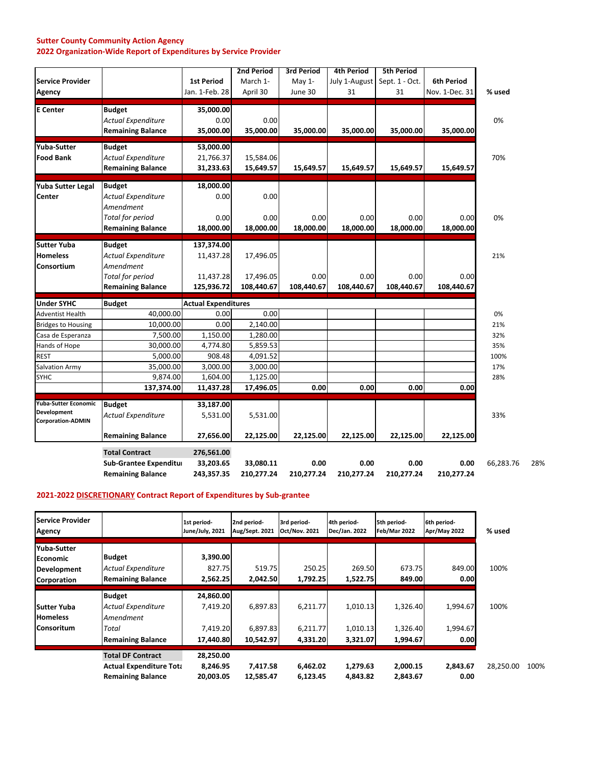**Sutter County Community Action Agency**
**2022 Organization-Wide Report of Expenditures by Service Provider**

| Service Provider Agency | | 1st Period Jan. 1-Feb. 28 | 2nd Period March 1-April 30 | 3rd Period May 1-June 30 | 4th Period July 1-August 31 | 5th Period Sept. 1 - Oct. 31 | 6th Period Nov. 1-Dec. 31 | % used | |
|---|---|---|---|---|---|---|---|---|---|
| **E Center** | **Budget** | **35,000.00** | | | | | | | |
| | *Actual Expenditure* | 0.00 | 0.00 | | | | | 0% | |
| | **Remaining Balance** | **35,000.00** | **35,000.00** | **35,000.00** | **35,000.00** | **35,000.00** | **35,000.00** | | |
| **Yuba-Sutter Food Bank** | **Budget** | **53,000.00** | | | | | | | |
| | *Actual Expenditure* | 21,766.37 | 15,584.06 | | | | | 70% | |
| | **Remaining Balance** | **31,233.63** | **15,649.57** | **15,649.57** | **15,649.57** | **15,649.57** | **15,649.57** | | |
| **Yuba Sutter Legal Center** | **Budget** | **18,000.00** | | | | | | | |
| | *Actual Expenditure* | 0.00 | 0.00 | | | | | | |
| | *Amendment* | | | | | | | | |
| | *Total for period* | 0.00 | 0.00 | 0.00 | 0.00 | 0.00 | 0.00 | 0% | |
| | **Remaining Balance** | **18,000.00** | **18,000.00** | **18,000.00** | **18,000.00** | **18,000.00** | **18,000.00** | | |
| **Sutter Yuba Homeless Consortium** | **Budget** | **137,374.00** | | | | | | | |
| | *Actual Expenditure* | 11,437.28 | 17,496.05 | | | | | 21% | |
| | *Amendment* | | | | | | | | |
| | *Total for period* | 11,437.28 | 17,496.05 | 0.00 | 0.00 | 0.00 | 0.00 | | |
| | **Remaining Balance** | **125,936.72** | **108,440.67** | **108,440.67** | **108,440.67** | **108,440.67** | **108,440.67** | | |
| **Under SYHC** | **Budget** | **Actual Expenditures** | | | | | | | |
| Adventist Health | 40,000.00 | 0.00 | 0.00 | | | | | 0% | |
| Bridges to Housing | 10,000.00 | 0.00 | 2,140.00 | | | | | 21% | |
| Casa de Esperanza | 7,500.00 | 1,150.00 | 1,280.00 | | | | | 32% | |
| Hands of Hope | 30,000.00 | 4,774.80 | 5,859.53 | | | | | 35% | |
| REST | 5,000.00 | 908.48 | 4,091.52 | | | | | 100% | |
| Salvation Army | 35,000.00 | 3,000.00 | 3,000.00 | | | | | 17% | |
| SYHC | 9,874.00 | 1,604.00 | 1,125.00 | | | | | 28% | |
| | **137,374.00** | **11,437.28** | **17,496.05** | **0.00** | **0.00** | **0.00** | **0.00** | | |
| **Yuba-Sutter Economic Development Corporation-ADMIN** | **Budget** | **33,187.00** | | | | | | | |
| | *Actual Expenditure* | 5,531.00 | 5,531.00 | | | | | 33% | |
| | **Remaining Balance** | **27,656.00** | **22,125.00** | **22,125.00** | **22,125.00** | **22,125.00** | **22,125.00** | | |
| | **Total Contract** | **276,561.00** | | | | | | | |
| | **Sub-Grantee Expenditure** | **33,203.65** | **33,080.11** | **0.00** | **0.00** | **0.00** | **0.00** | 66,283.76 | 28% |
| | **Remaining Balance** | **243,357.35** | **210,277.24** | **210,277.24** | **210,277.24** | **210,277.24** | **210,277.24** | | |

**2021-2022 DISCRETIONARY Contract Report of Expenditures by Sub-grantee**

| Service Provider Agency | | 1st period-June/July, 2021 | 2nd period-Aug/Sept. 2021 | 3rd period-Oct/Nov. 2021 | 4th period-Dec/Jan. 2022 | 5th period-Feb/Mar 2022 | 6th period-Apr/May 2022 | % used | |
|---|---|---|---|---|---|---|---|---|---|
| **Yuba-Sutter Economic Development Corporation** | **Budget** | **3,390.00** | | | | | | | |
| | *Actual Expenditure* | 827.75 | 519.75 | 250.25 | 269.50 | 673.75 | 849.00 | 100% | |
| | **Remaining Balance** | **2,562.25** | **2,042.50** | **1,792.25** | **1,522.75** | **849.00** | **0.00** | | |
| **Sutter Yuba Homeless Consortium** | **Budget** | **24,860.00** | | | | | | | |
| | *Actual Expenditure* | 7,419.20 | 6,897.83 | 6,211.77 | 1,010.13 | 1,326.40 | 1,994.67 | 100% | |
| | *Amendment* | | | | | | | | |
| | *Total* | 7,419.20 | 6,897.83 | 6,211.77 | 1,010.13 | 1,326.40 | 1,994.67 | | |
| | **Remaining Balance** | **17,440.80** | **10,542.97** | **4,331.20** | **3,321.07** | **1,994.67** | **0.00** | | |
| | **Total DF Contract** | **28,250.00** | | | | | | | |
| | **Actual Expenditure Total** | **8,246.95** | **7,417.58** | **6,462.02** | **1,279.63** | **2,000.15** | **2,843.67** | 28,250.00 | 100% |
| | **Remaining Balance** | **20,003.05** | **12,585.47** | **6,123.45** | **4,843.82** | **2,843.67** | **0.00** | | |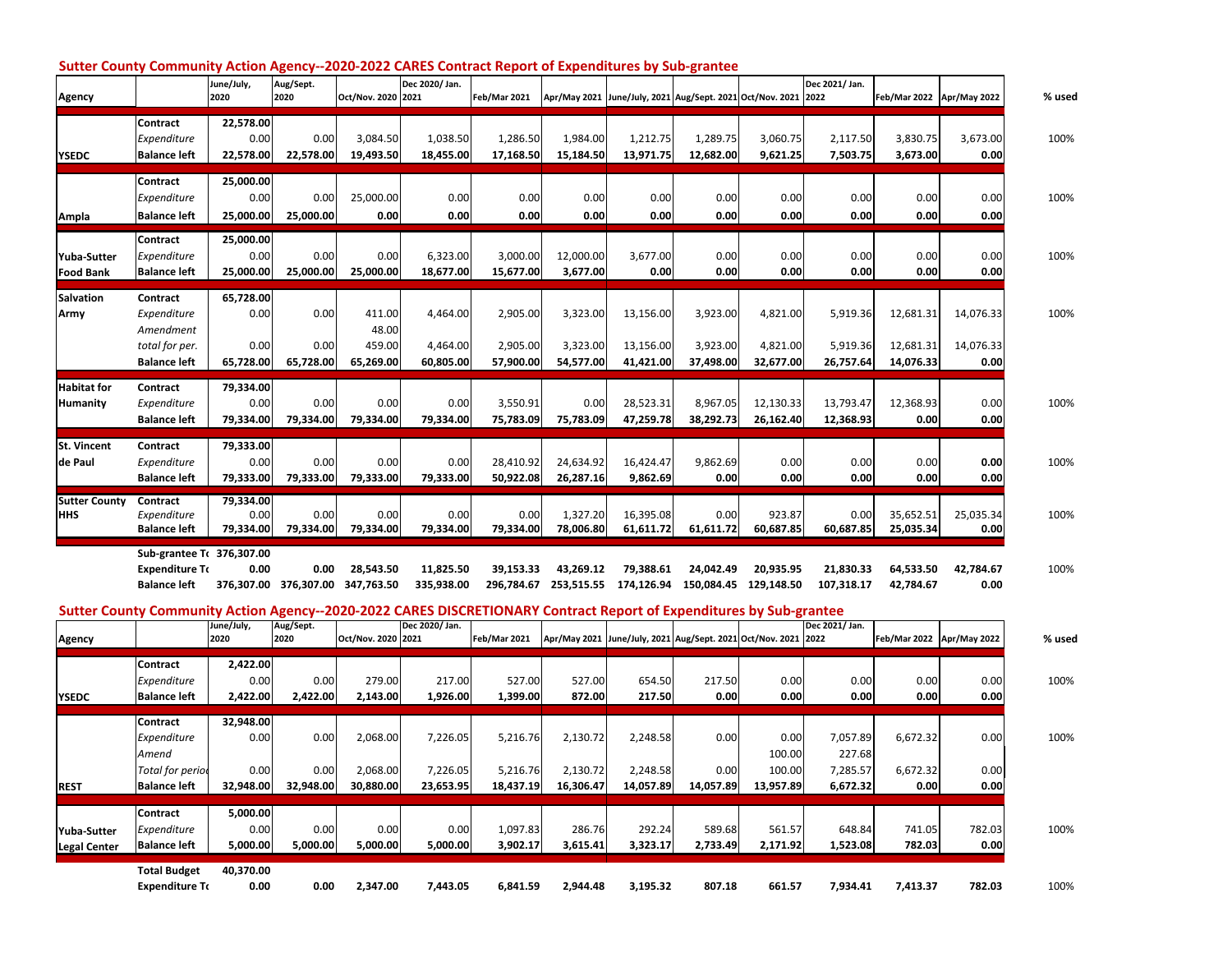## Sutter County Community Action Agency--2020-2022 CARES Contract Report of Expenditures by Sub-grantee

| Agency | | June/July, 2020 | Aug/Sept. 2020 | Oct/Nov. 2020 | Dec 2020/ Jan. 2021 | Feb/Mar 2021 | Apr/May 2021 | June/July, 2021 | Aug/Sept. 2021 | Oct/Nov. 2021 | Dec 2021/ Jan. 2022 | Feb/Mar 2022 | Apr/May 2022 | % used |
|---|---|---|---|---|---|---|---|---|---|---|---|---|---|---|
| | **Contract** | **22,578.00** | | | | | | | | | | | | |
| | *Expenditure* | 0.00 | 0.00 | 3,084.50 | 1,038.50 | 1,286.50 | 1,984.00 | 1,212.75 | 1,289.75 | 3,060.75 | 2,117.50 | 3,830.75 | 3,673.00 | 100% |
| **YSEDC** | **Balance left** | **22,578.00** | **22,578.00** | **19,493.50** | **18,455.00** | **17,168.50** | **15,184.50** | **13,971.75** | **12,682.00** | **9,621.25** | **7,503.75** | **3,673.00** | **0.00** | |
| | **Contract** | **25,000.00** | | | | | | | | | | | | |
| | *Expenditure* | 0.00 | 0.00 | 25,000.00 | 0.00 | 0.00 | 0.00 | 0.00 | 0.00 | 0.00 | 0.00 | 0.00 | 0.00 | 100% |
| **Ampla** | **Balance left** | **25,000.00** | **25,000.00** | **0.00** | **0.00** | **0.00** | **0.00** | **0.00** | **0.00** | **0.00** | **0.00** | **0.00** | **0.00** | |
| | **Contract** | **25,000.00** | | | | | | | | | | | | |
| **Yuba-Sutter** | *Expenditure* | 0.00 | 0.00 | 0.00 | 6,323.00 | 3,000.00 | 12,000.00 | 3,677.00 | 0.00 | 0.00 | 0.00 | 0.00 | 0.00 | 100% |
| **Food Bank** | **Balance left** | **25,000.00** | **25,000.00** | **25,000.00** | **18,677.00** | **15,677.00** | **3,677.00** | **0.00** | **0.00** | **0.00** | **0.00** | **0.00** | **0.00** | |
| **Salvation** | **Contract** | **65,728.00** | | | | | | | | | | | | |
| **Army** | *Expenditure* | 0.00 | 0.00 | 411.00 | 4,464.00 | 2,905.00 | 3,323.00 | 13,156.00 | 3,923.00 | 4,821.00 | 5,919.36 | 12,681.31 | 14,076.33 | 100% |
| | *Amendment* | | | 48.00 | | | | | | | | | | |
| | *total for per.* | 0.00 | 0.00 | 459.00 | 4,464.00 | 2,905.00 | 3,323.00 | 13,156.00 | 3,923.00 | 4,821.00 | 5,919.36 | 12,681.31 | 14,076.33 | |
| | **Balance left** | **65,728.00** | **65,728.00** | **65,269.00** | **60,805.00** | **57,900.00** | **54,577.00** | **41,421.00** | **37,498.00** | **32,677.00** | **26,757.64** | **14,076.33** | **0.00** | |
| **Habitat for** | **Contract** | **79,334.00** | | | | | | | | | | | | |
| **Humanity** | *Expenditure* | 0.00 | 0.00 | 0.00 | 0.00 | 3,550.91 | 0.00 | 28,523.31 | 8,967.05 | 12,130.33 | 13,793.47 | 12,368.93 | 0.00 | 100% |
| | **Balance left** | **79,334.00** | **79,334.00** | **79,334.00** | **79,334.00** | **75,783.09** | **75,783.09** | **47,259.78** | **38,292.73** | **26,162.40** | **12,368.93** | **0.00** | **0.00** | |
| **St. Vincent** | **Contract** | **79,333.00** | | | | | | | | | | | | |
| **de Paul** | *Expenditure* | 0.00 | 0.00 | 0.00 | 0.00 | 28,410.92 | 24,634.92 | 16,424.47 | 9,862.69 | 0.00 | 0.00 | 0.00 | **0.00** | 100% |
| | **Balance left** | **79,333.00** | **79,333.00** | **79,333.00** | **79,333.00** | **50,922.08** | **26,287.16** | **9,862.69** | **0.00** | **0.00** | **0.00** | **0.00** | **0.00** | |
| **Sutter County** | **Contract** | **79,334.00** | | | | | | | | | | | | |
| **HHS** | *Expenditure* | 0.00 | 0.00 | 0.00 | 0.00 | 0.00 | 1,327.20 | 16,395.08 | 0.00 | 923.87 | 0.00 | 35,652.51 | 25,035.34 | 100% |
| | **Balance left** | **79,334.00** | **79,334.00** | **79,334.00** | **79,334.00** | **79,334.00** | **78,006.80** | **61,611.72** | **61,611.72** | **60,687.85** | **60,687.85** | **25,035.34** | **0.00** | |
| | **Sub-grantee To** | **376,307.00** | | | | | | | | | | | | |
| | **Expenditure To** | **0.00** | **0.00** | **28,543.50** | **11,825.50** | **39,153.33** | **43,269.12** | **79,388.61** | **24,042.49** | **20,935.95** | **21,830.33** | **64,533.50** | **42,784.67** | 100% |
| | **Balance left** | **376,307.00** | **376,307.00** | **347,763.50** | **335,938.00** | **296,784.67** | **253,515.55** | **174,126.94** | **150,084.45** | **129,148.50** | **107,318.17** | **42,784.67** | **0.00** | |

## Sutter County Community Action Agency--2020-2022 CARES DISCRETIONARY Contract Report of Expenditures by Sub-grantee

| Agency | | June/July, 2020 | Aug/Sept. 2020 | Oct/Nov. 2020 | Dec 2020/ Jan. 2021 | Feb/Mar 2021 | Apr/May 2021 | June/July, 2021 | Aug/Sept. 2021 | Oct/Nov. 2021 | Dec 2021/ Jan. 2022 | Feb/Mar 2022 | Apr/May 2022 | % used |
|---|---|---|---|---|---|---|---|---|---|---|---|---|---|---|
| | **Contract** | **2,422.00** | | | | | | | | | | | | |
| | *Expenditure* | 0.00 | 0.00 | 279.00 | 217.00 | 527.00 | 527.00 | 654.50 | 217.50 | 0.00 | 0.00 | 0.00 | 0.00 | 100% |
| **YSEDC** | **Balance left** | **2,422.00** | **2,422.00** | **2,143.00** | **1,926.00** | **1,399.00** | **872.00** | **217.50** | **0.00** | **0.00** | **0.00** | **0.00** | **0.00** | |
| | **Contract** | **32,948.00** | | | | | | | | | | | | |
| | *Expenditure* | 0.00 | 0.00 | 2,068.00 | 7,226.05 | 5,216.76 | 2,130.72 | 2,248.58 | 0.00 | 0.00 | 7,057.89 | 6,672.32 | 0.00 | 100% |
| | *Amend* | | | | | | | | | 100.00 | 227.68 | | | |
| | *Total for period* | 0.00 | 0.00 | 2,068.00 | 7,226.05 | 5,216.76 | 2,130.72 | 2,248.58 | 0.00 | 100.00 | 7,285.57 | 6,672.32 | 0.00 | |
| **REST** | **Balance left** | **32,948.00** | **32,948.00** | **30,880.00** | **23,653.95** | **18,437.19** | **16,306.47** | **14,057.89** | **14,057.89** | **13,957.89** | **6,672.32** | **0.00** | **0.00** | |
| | **Contract** | **5,000.00** | | | | | | | | | | | | |
| **Yuba-Sutter** | *Expenditure* | 0.00 | 0.00 | 0.00 | 0.00 | 1,097.83 | 286.76 | 292.24 | 589.68 | 561.57 | 648.84 | 741.05 | 782.03 | 100% |
| **Legal Center** | **Balance left** | **5,000.00** | **5,000.00** | **5,000.00** | **5,000.00** | **3,902.17** | **3,615.41** | **3,323.17** | **2,733.49** | **2,171.92** | **1,523.08** | **782.03** | **0.00** | |
| | **Total Budget** | **40,370.00** | | | | | | | | | | | | |
| | **Expenditure To** | **0.00** | **0.00** | **2,347.00** | **7,443.05** | **6,841.59** | **2,944.48** | **3,195.32** | **807.18** | **661.57** | **7,934.41** | **7,413.37** | **782.03** | 100% |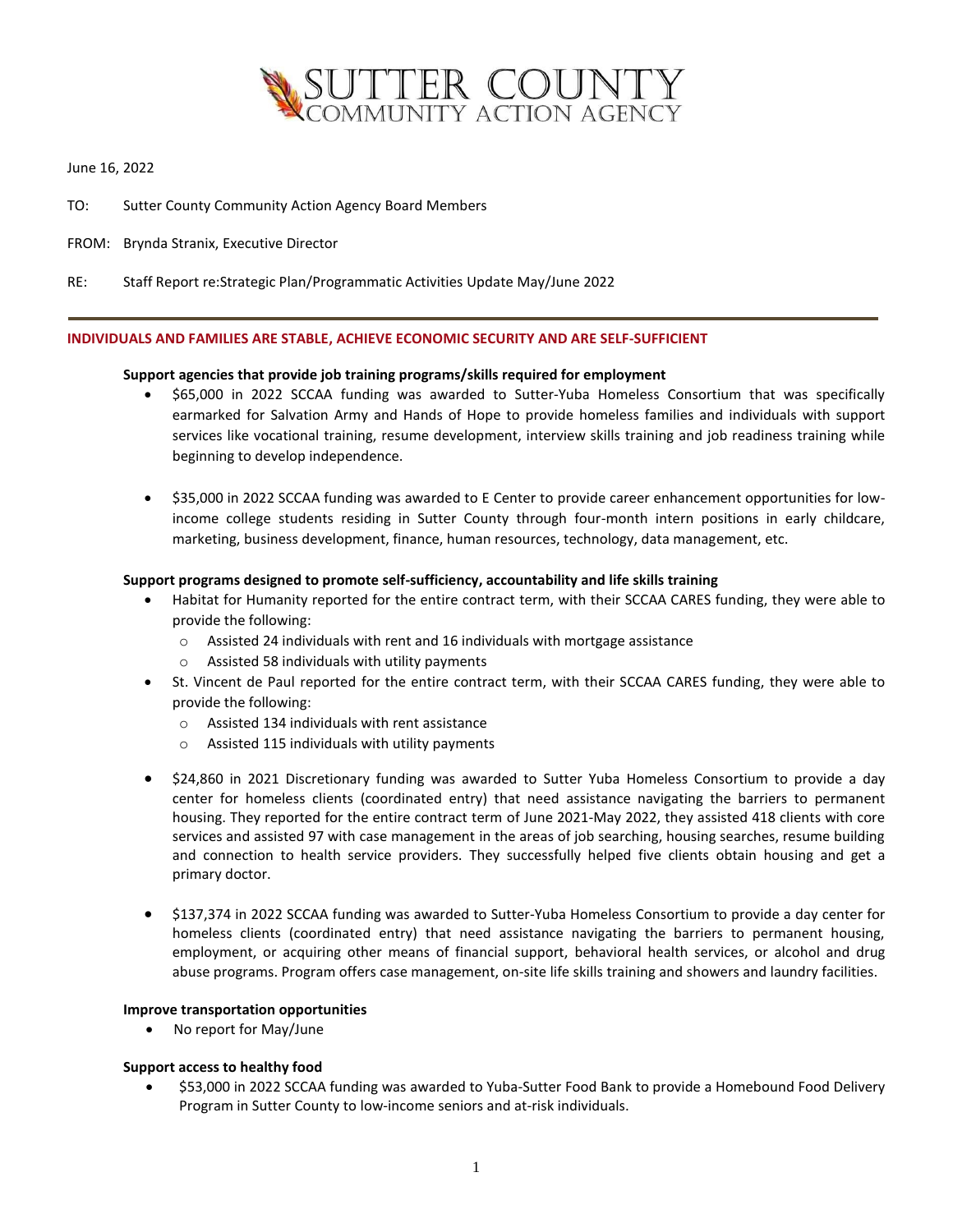SUTTER COUNTY
COMMUNITY ACTION AGENCY

June 16, 2022

TO: Sutter County Community Action Agency Board Members

FROM: Brynda Stranix, Executive Director

RE: Staff Report re:Strategic Plan/Programmatic Activities Update May/June 2022

---

## INDIVIDUALS AND FAMILIES ARE STABLE, ACHIEVE ECONOMIC SECURITY AND ARE SELF-SUFFICIENT

### Support agencies that provide job training programs/skills required for employment

- $65,000 in 2022 SCCAA funding was awarded to Sutter-Yuba Homeless Consortium that was specifically earmarked for Salvation Army and Hands of Hope to provide homeless families and individuals with support services like vocational training, resume development, interview skills training and job readiness training while beginning to develop independence.

- $35,000 in 2022 SCCAA funding was awarded to E Center to provide career enhancement opportunities for low-income college students residing in Sutter County through four-month intern positions in early childcare, marketing, business development, finance, human resources, technology, data management, etc.

### Support programs designed to promote self-sufficiency, accountability and life skills training

- Habitat for Humanity reported for the entire contract term, with their SCCAA CARES funding, they were able to provide the following:
  - Assisted 24 individuals with rent and 16 individuals with mortgage assistance
  - Assisted 58 individuals with utility payments
- St. Vincent de Paul reported for the entire contract term, with their SCCAA CARES funding, they were able to provide the following:
  - Assisted 134 individuals with rent assistance
  - Assisted 115 individuals with utility payments

- $24,860 in 2021 Discretionary funding was awarded to Sutter Yuba Homeless Consortium to provide a day center for homeless clients (coordinated entry) that need assistance navigating the barriers to permanent housing. They reported for the entire contract term of June 2021-May 2022, they assisted 418 clients with core services and assisted 97 with case management in the areas of job searching, housing searches, resume building and connection to health service providers. They successfully helped five clients obtain housing and get a primary doctor.

- $137,374 in 2022 SCCAA funding was awarded to Sutter-Yuba Homeless Consortium to provide a day center for homeless clients (coordinated entry) that need assistance navigating the barriers to permanent housing, employment, or acquiring other means of financial support, behavioral health services, or alcohol and drug abuse programs. Program offers case management, on-site life skills training and showers and laundry facilities.

### Improve transportation opportunities

- No report for May/June

### Support access to healthy food

- $53,000 in 2022 SCCAA funding was awarded to Yuba-Sutter Food Bank to provide a Homebound Food Delivery Program in Sutter County to low-income seniors and at-risk individuals.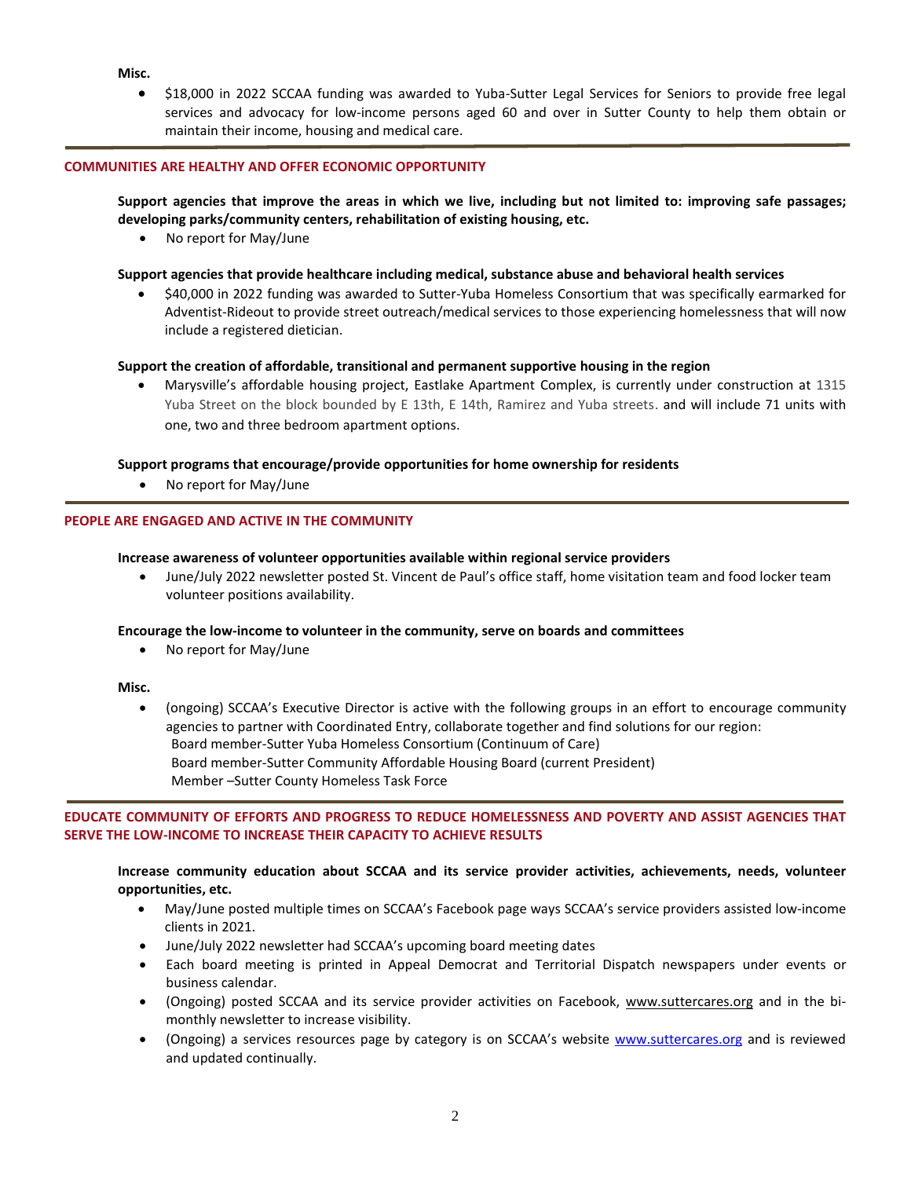**Misc.**

- $18,000 in 2022 SCCAA funding was awarded to Yuba-Sutter Legal Services for Seniors to provide free legal services and advocacy for low-income persons aged 60 and over in Sutter County to help them obtain or maintain their income, housing and medical care.

---

## COMMUNITIES ARE HEALTHY AND OFFER ECONOMIC OPPORTUNITY

**Support agencies that improve the areas in which we live, including but not limited to: improving safe passages; developing parks/community centers, rehabilitation of existing housing, etc.**

- No report for May/June

**Support agencies that provide healthcare including medical, substance abuse and behavioral health services**

- $40,000 in 2022 funding was awarded to Sutter-Yuba Homeless Consortium that was specifically earmarked for Adventist-Rideout to provide street outreach/medical services to those experiencing homelessness that will now include a registered dietician.

**Support the creation of affordable, transitional and permanent supportive housing in the region**

- Marysville's affordable housing project, Eastlake Apartment Complex, is currently under construction at 1315 Yuba Street on the block bounded by E 13th, E 14th, Ramirez and Yuba streets. and will include 71 units with one, two and three bedroom apartment options.

**Support programs that encourage/provide opportunities for home ownership for residents**

- No report for May/June

---

## PEOPLE ARE ENGAGED AND ACTIVE IN THE COMMUNITY

**Increase awareness of volunteer opportunities available within regional service providers**

- June/July 2022 newsletter posted St. Vincent de Paul's office staff, home visitation team and food locker team volunteer positions availability.

**Encourage the low-income to volunteer in the community, serve on boards and committees**

- No report for May/June

**Misc.**

- (ongoing) SCCAA's Executive Director is active with the following groups in an effort to encourage community agencies to partner with Coordinated Entry, collaborate together and find solutions for our region:
  Board member-Sutter Yuba Homeless Consortium (Continuum of Care)
  Board member-Sutter Community Affordable Housing Board (current President)
  Member –Sutter County Homeless Task Force

---

## EDUCATE COMMUNITY OF EFFORTS AND PROGRESS TO REDUCE HOMELESSNESS AND POVERTY AND ASSIST AGENCIES THAT SERVE THE LOW-INCOME TO INCREASE THEIR CAPACITY TO ACHIEVE RESULTS

**Increase community education about SCCAA and its service provider activities, achievements, needs, volunteer opportunities, etc.**

- May/June posted multiple times on SCCAA's Facebook page ways SCCAA's service providers assisted low-income clients in 2021.
- June/July 2022 newsletter had SCCAA's upcoming board meeting dates
- Each board meeting is printed in Appeal Democrat and Territorial Dispatch newspapers under events or business calendar.
- (Ongoing) posted SCCAA and its service provider activities on Facebook, www.suttercares.org and in the bi-monthly newsletter to increase visibility.
- (Ongoing) a services resources page by category is on SCCAA's website www.suttercares.org and is reviewed and updated continually.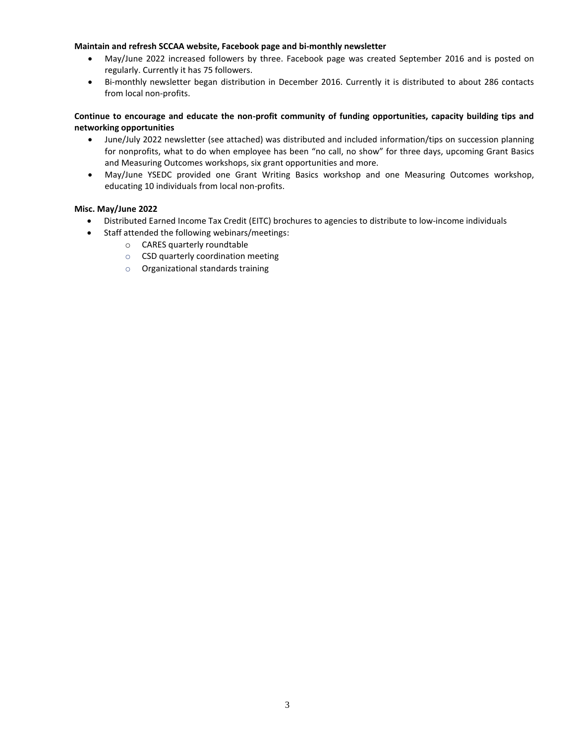**Maintain and refresh SCCAA website, Facebook page and bi-monthly newsletter**

- May/June 2022 increased followers by three. Facebook page was created September 2016 and is posted on regularly. Currently it has 75 followers.
- Bi-monthly newsletter began distribution in December 2016. Currently it is distributed to about 286 contacts from local non-profits.

**Continue to encourage and educate the non-profit community of funding opportunities, capacity building tips and networking opportunities**

- June/July 2022 newsletter (see attached) was distributed and included information/tips on succession planning for nonprofits, what to do when employee has been "no call, no show" for three days, upcoming Grant Basics and Measuring Outcomes workshops, six grant opportunities and more.
- May/June YSEDC provided one Grant Writing Basics workshop and one Measuring Outcomes workshop, educating 10 individuals from local non-profits.

**Misc. May/June 2022**

- Distributed Earned Income Tax Credit (EITC) brochures to agencies to distribute to low-income individuals
- Staff attended the following webinars/meetings:
  - CARES quarterly roundtable
  - CSD quarterly coordination meeting
  - Organizational standards training